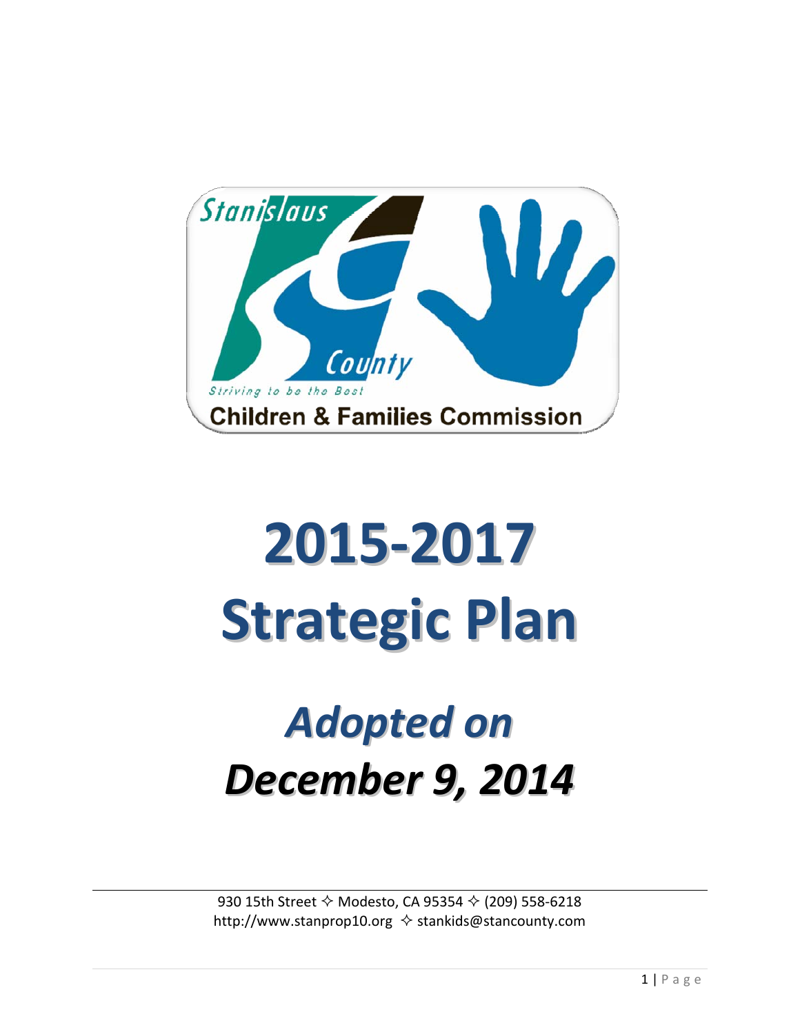Stanislaus County

Striving to be the Best

Children & Families Commission

# 2015-2017 Strategic Plan

## *Adopted on December 9, 2014*

930 15th Street ✧ Modesto, CA 95354 ✧ (209) 558-6218
http://www.stanprop10.org ✧ stankids@stancounty.com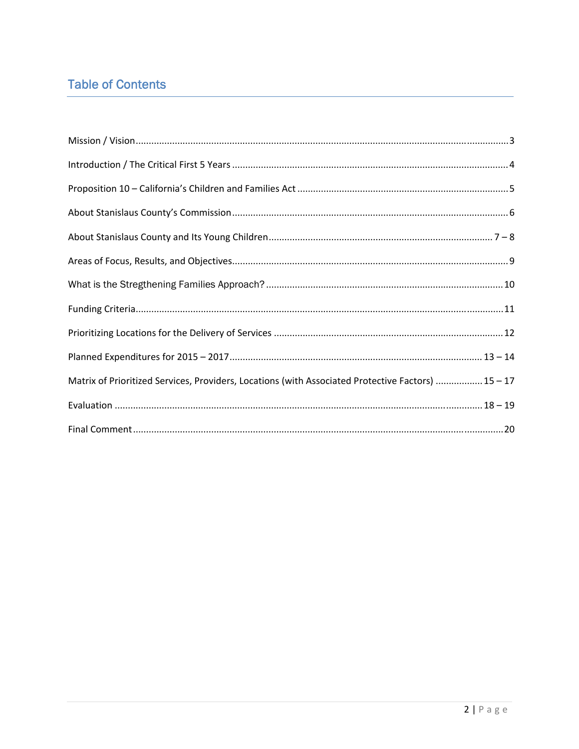## Table of Contents

Mission / Vision........................................................................................................................3

Introduction / The Critical First 5 Years ....................................................................................4

Proposition 10 – California's Children and Families Act ...........................................................5

About Stanislaus County's Commission.....................................................................................6

About Stanislaus County and Its Young Children.................................................................7 – 8

Areas of Focus, Results, and Objectives.....................................................................................9

What is the Stregthening Families Approach? .........................................................................10

Funding Criteria.......................................................................................................................11

Prioritizing Locations for the Delivery of Services ...................................................................12

Planned Expenditures for 2015 – 2017..............................................................................13 – 14

Matrix of Prioritized Services, Providers, Locations (with Associated Protective Factors) .................15 – 17

Evaluation ......................................................................................................................18 – 19

Final Comment........................................................................................................................20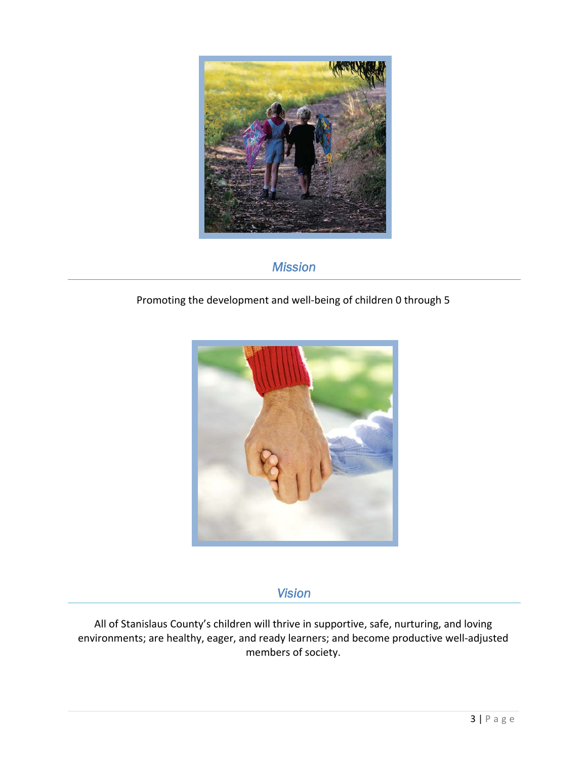## *Mission*

Promoting the development and well-being of children 0 through 5

## *Vision*

All of Stanislaus County's children will thrive in supportive, safe, nurturing, and loving environments; are healthy, eager, and ready learners; and become productive well-adjusted members of society.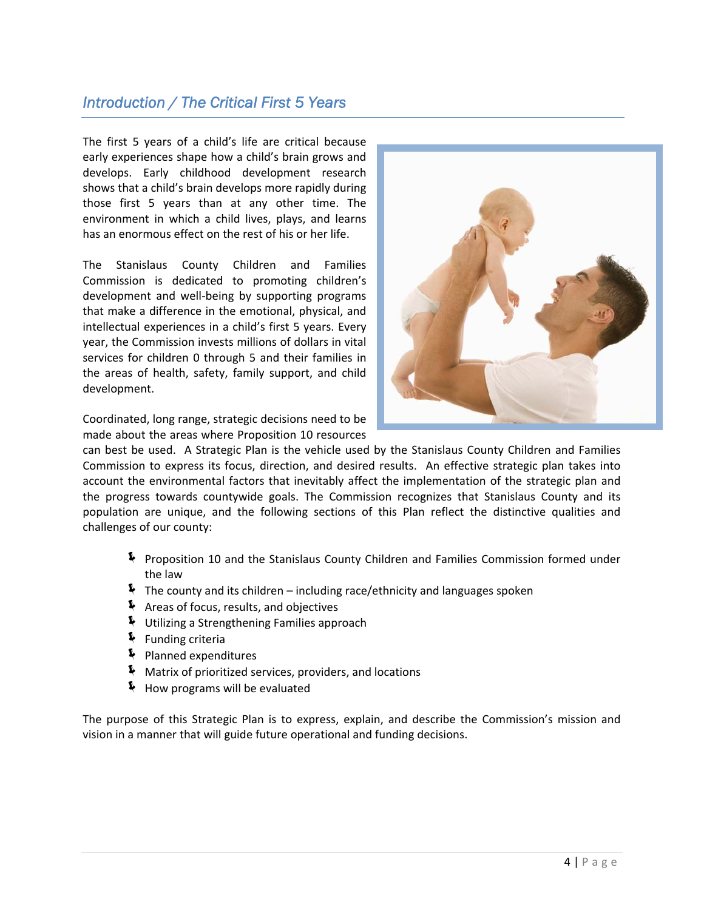## Introduction / The Critical First 5 Years

The first 5 years of a child's life are critical because early experiences shape how a child's brain grows and develops. Early childhood development research shows that a child's brain develops more rapidly during those first 5 years than at any other time. The environment in which a child lives, plays, and learns has an enormous effect on the rest of his or her life.

The Stanislaus County Children and Families Commission is dedicated to promoting children's development and well-being by supporting programs that make a difference in the emotional, physical, and intellectual experiences in a child's first 5 years. Every year, the Commission invests millions of dollars in vital services for children 0 through 5 and their families in the areas of health, safety, family support, and child development.

Coordinated, long range, strategic decisions need to be made about the areas where Proposition 10 resources can best be used. A Strategic Plan is the vehicle used by the Stanislaus County Children and Families Commission to express its focus, direction, and desired results. An effective strategic plan takes into account the environmental factors that inevitably affect the implementation of the strategic plan and the progress towards countywide goals. The Commission recognizes that Stanislaus County and its population are unique, and the following sections of this Plan reflect the distinctive qualities and challenges of our county:

- Proposition 10 and the Stanislaus County Children and Families Commission formed under the law
- The county and its children – including race/ethnicity and languages spoken
- Areas of focus, results, and objectives
- Utilizing a Strengthening Families approach
- Funding criteria
- Planned expenditures
- Matrix of prioritized services, providers, and locations
- How programs will be evaluated

The purpose of this Strategic Plan is to express, explain, and describe the Commission's mission and vision in a manner that will guide future operational and funding decisions.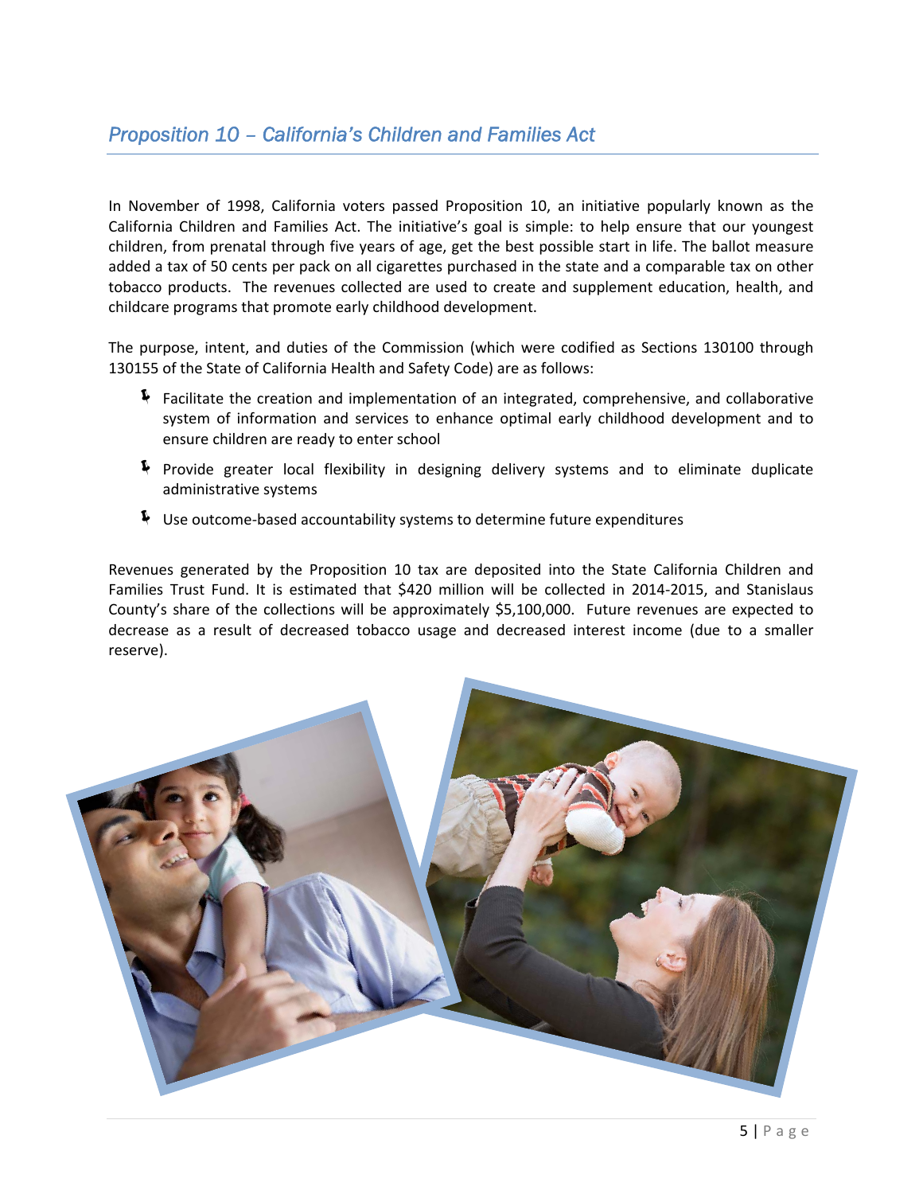## *Proposition 10 – California's Children and Families Act*

In November of 1998, California voters passed Proposition 10, an initiative popularly known as the California Children and Families Act. The initiative's goal is simple: to help ensure that our youngest children, from prenatal through five years of age, get the best possible start in life. The ballot measure added a tax of 50 cents per pack on all cigarettes purchased in the state and a comparable tax on other tobacco products. The revenues collected are used to create and supplement education, health, and childcare programs that promote early childhood development.

The purpose, intent, and duties of the Commission (which were codified as Sections 130100 through 130155 of the State of California Health and Safety Code) are as follows:

- Facilitate the creation and implementation of an integrated, comprehensive, and collaborative system of information and services to enhance optimal early childhood development and to ensure children are ready to enter school
- Provide greater local flexibility in designing delivery systems and to eliminate duplicate administrative systems
- Use outcome-based accountability systems to determine future expenditures

Revenues generated by the Proposition 10 tax are deposited into the State California Children and Families Trust Fund. It is estimated that $420 million will be collected in 2014-2015, and Stanislaus County's share of the collections will be approximately $5,100,000. Future revenues are expected to decrease as a result of decreased tobacco usage and decreased interest income (due to a smaller reserve).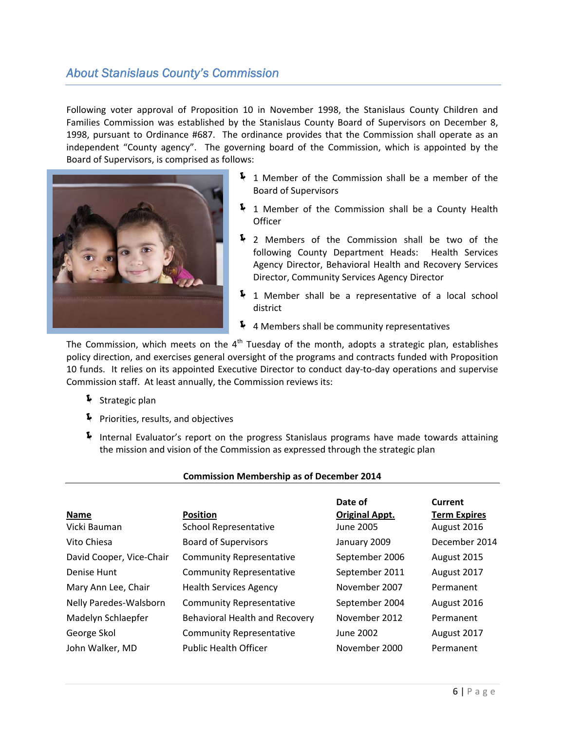## *About Stanislaus County's Commission*

Following voter approval of Proposition 10 in November 1998, the Stanislaus County Children and Families Commission was established by the Stanislaus County Board of Supervisors on December 8, 1998, pursuant to Ordinance #687. The ordinance provides that the Commission shall operate as an independent "County agency". The governing board of the Commission, which is appointed by the Board of Supervisors, is comprised as follows:

- 1 Member of the Commission shall be a member of the Board of Supervisors
- 1 Member of the Commission shall be a County Health Officer
- 2 Members of the Commission shall be two of the following County Department Heads: Health Services Agency Director, Behavioral Health and Recovery Services Director, Community Services Agency Director
- 1 Member shall be a representative of a local school district
- 4 Members shall be community representatives

The Commission, which meets on the 4th Tuesday of the month, adopts a strategic plan, establishes policy direction, and exercises general oversight of the programs and contracts funded with Proposition 10 funds. It relies on its appointed Executive Director to conduct day-to-day operations and supervise Commission staff. At least annually, the Commission reviews its:

- Strategic plan
- Priorities, results, and objectives
- Internal Evaluator's report on the progress Stanislaus programs have made towards attaining the mission and vision of the Commission as expressed through the strategic plan

**Commission Membership as of December 2014**

| Name | Position | Date of Original Appt. | Current Term Expires |
|---|---|---|---|
| Vicki Bauman | School Representative | June 2005 | August 2016 |
| Vito Chiesa | Board of Supervisors | January 2009 | December 2014 |
| David Cooper, Vice-Chair | Community Representative | September 2006 | August 2015 |
| Denise Hunt | Community Representative | September 2011 | August 2017 |
| Mary Ann Lee, Chair | Health Services Agency | November 2007 | Permanent |
| Nelly Paredes-Walsborn | Community Representative | September 2004 | August 2016 |
| Madelyn Schlaepfer | Behavioral Health and Recovery | November 2012 | Permanent |
| George Skol | Community Representative | June 2002 | August 2017 |
| John Walker, MD | Public Health Officer | November 2000 | Permanent |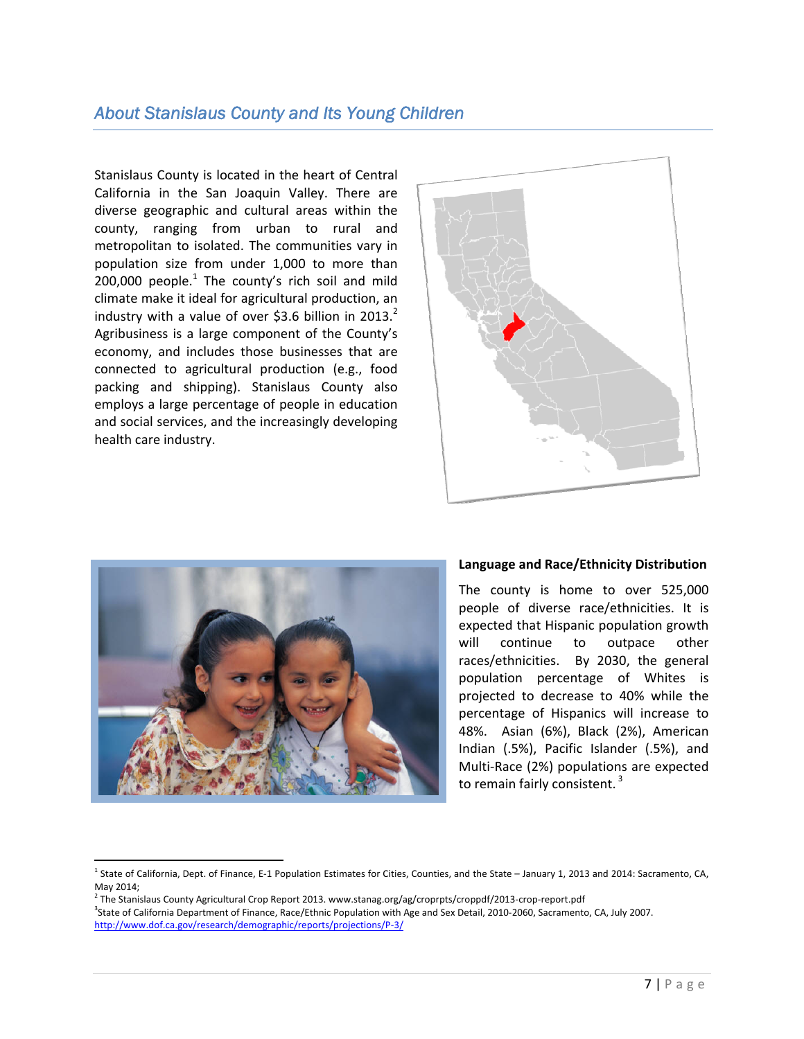## *About Stanislaus County and Its Young Children*

Stanislaus County is located in the heart of Central California in the San Joaquin Valley. There are diverse geographic and cultural areas within the county, ranging from urban to rural and metropolitan to isolated. The communities vary in population size from under 1,000 to more than 200,000 people.[1] The county's rich soil and mild climate make it ideal for agricultural production, an industry with a value of over $3.6 billion in 2013.[2] Agribusiness is a large component of the County's economy, and includes those businesses that are connected to agricultural production (e.g., food packing and shipping). Stanislaus County also employs a large percentage of people in education and social services, and the increasingly developing health care industry.

**Language and Race/Ethnicity Distribution**

The county is home to over 525,000 people of diverse race/ethnicities. It is expected that Hispanic population growth will continue to outpace other races/ethnicities. By 2030, the general population percentage of Whites is projected to decrease to 40% while the percentage of Hispanics will increase to 48%. Asian (6%), Black (2%), American Indian (.5%), Pacific Islander (.5%), and Multi-Race (2%) populations are expected to remain fairly consistent.[3]

---

[1] State of California, Dept. of Finance, E-1 Population Estimates for Cities, Counties, and the State – January 1, 2013 and 2014: Sacramento, CA, May 2014;

[2] The Stanislaus County Agricultural Crop Report 2013. www.stanag.org/ag/croprpts/croppdf/2013-crop-report.pdf

[3] State of California Department of Finance, Race/Ethnic Population with Age and Sex Detail, 2010-2060, Sacramento, CA, July 2007. http://www.dof.ca.gov/research/demographic/reports/projections/P-3/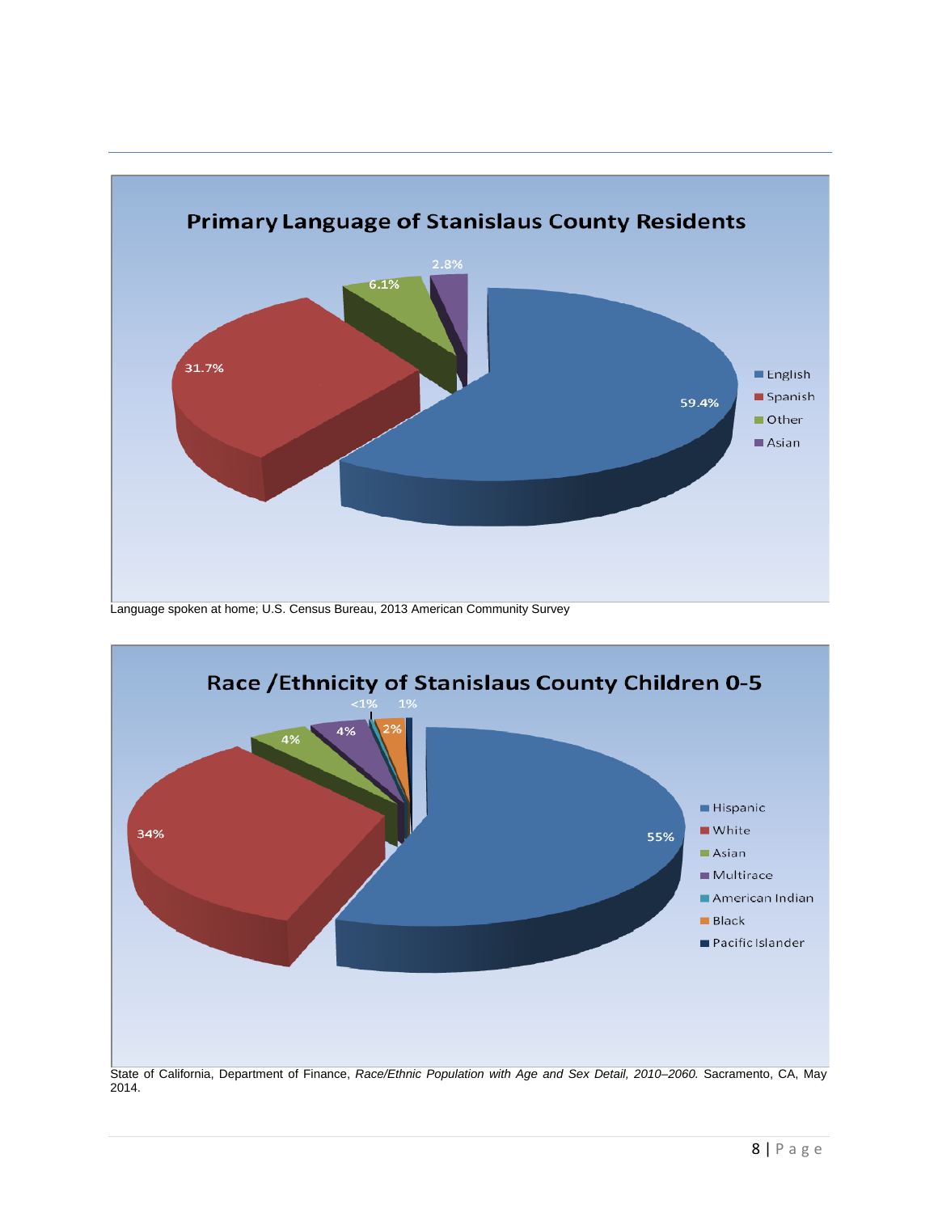## Primary Language of Stanislaus County Residents

| Language | Percent |
|---|---|
| English | 59.4% |
| Spanish | 31.7% |
| Other | 6.1% |
| Asian | 2.8% |

Language spoken at home; U.S. Census Bureau, 2013 American Community Survey

## Race /Ethnicity of Stanislaus County Children 0-5

| Race/Ethnicity | Percent |
|---|---|
| Hispanic | 55% |
| White | 34% |
| Asian | 4% |
| Multirace | 4% |
| American Indian | <1% |
| Black | 2% |
| Pacific Islander | 1% |

State of California, Department of Finance, *Race/Ethnic Population with Age and Sex Detail, 2010–2060.* Sacramento, CA, May 2014.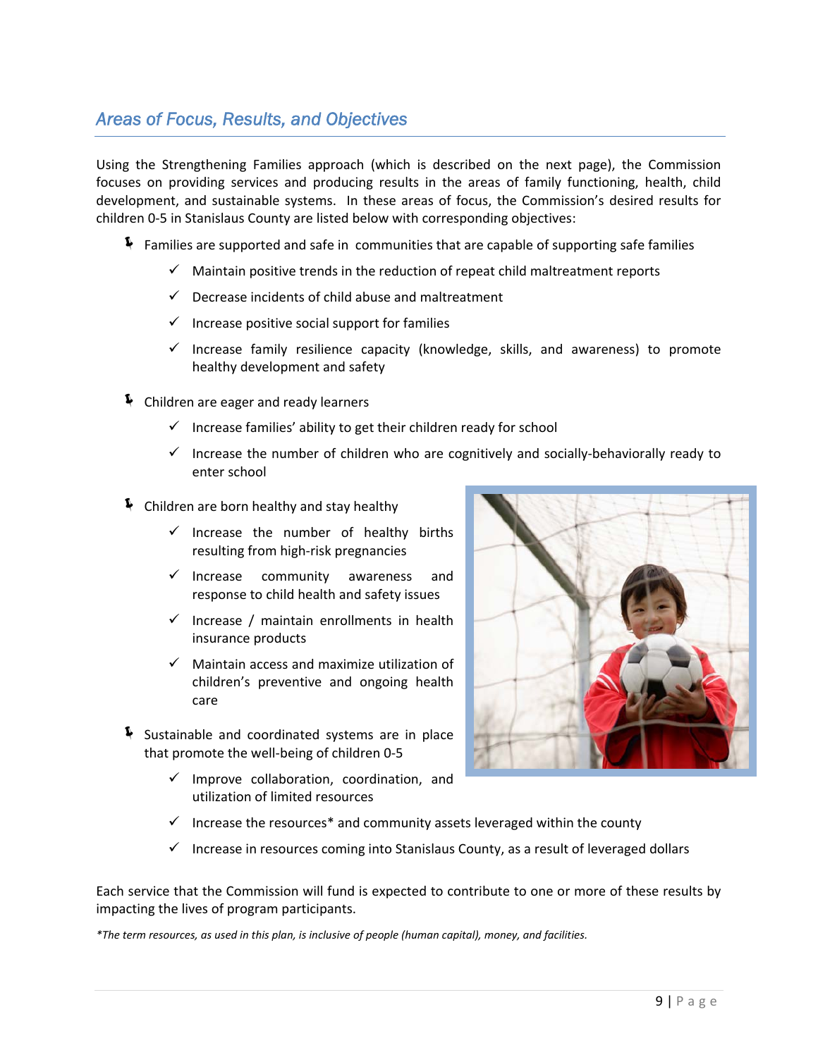## *Areas of Focus, Results, and Objectives*

Using the Strengthening Families approach (which is described on the next page), the Commission focuses on providing services and producing results in the areas of family functioning, health, child development, and sustainable systems. In these areas of focus, the Commission's desired results for children 0-5 in Stanislaus County are listed below with corresponding objectives:

- Families are supported and safe in communities that are capable of supporting safe families
  - ✓ Maintain positive trends in the reduction of repeat child maltreatment reports
  - ✓ Decrease incidents of child abuse and maltreatment
  - ✓ Increase positive social support for families
  - ✓ Increase family resilience capacity (knowledge, skills, and awareness) to promote healthy development and safety
- Children are eager and ready learners
  - ✓ Increase families' ability to get their children ready for school
  - ✓ Increase the number of children who are cognitively and socially-behaviorally ready to enter school
- Children are born healthy and stay healthy
  - ✓ Increase the number of healthy births resulting from high-risk pregnancies
  - ✓ Increase community awareness and response to child health and safety issues
  - ✓ Increase / maintain enrollments in health insurance products
  - ✓ Maintain access and maximize utilization of children's preventive and ongoing health care
- Sustainable and coordinated systems are in place that promote the well-being of children 0-5
  - ✓ Improve collaboration, coordination, and utilization of limited resources
  - ✓ Increase the resources* and community assets leveraged within the county
  - ✓ Increase in resources coming into Stanislaus County, as a result of leveraged dollars

Each service that the Commission will fund is expected to contribute to one or more of these results by impacting the lives of program participants.

**The term resources, as used in this plan, is inclusive of people (human capital), money, and facilities.*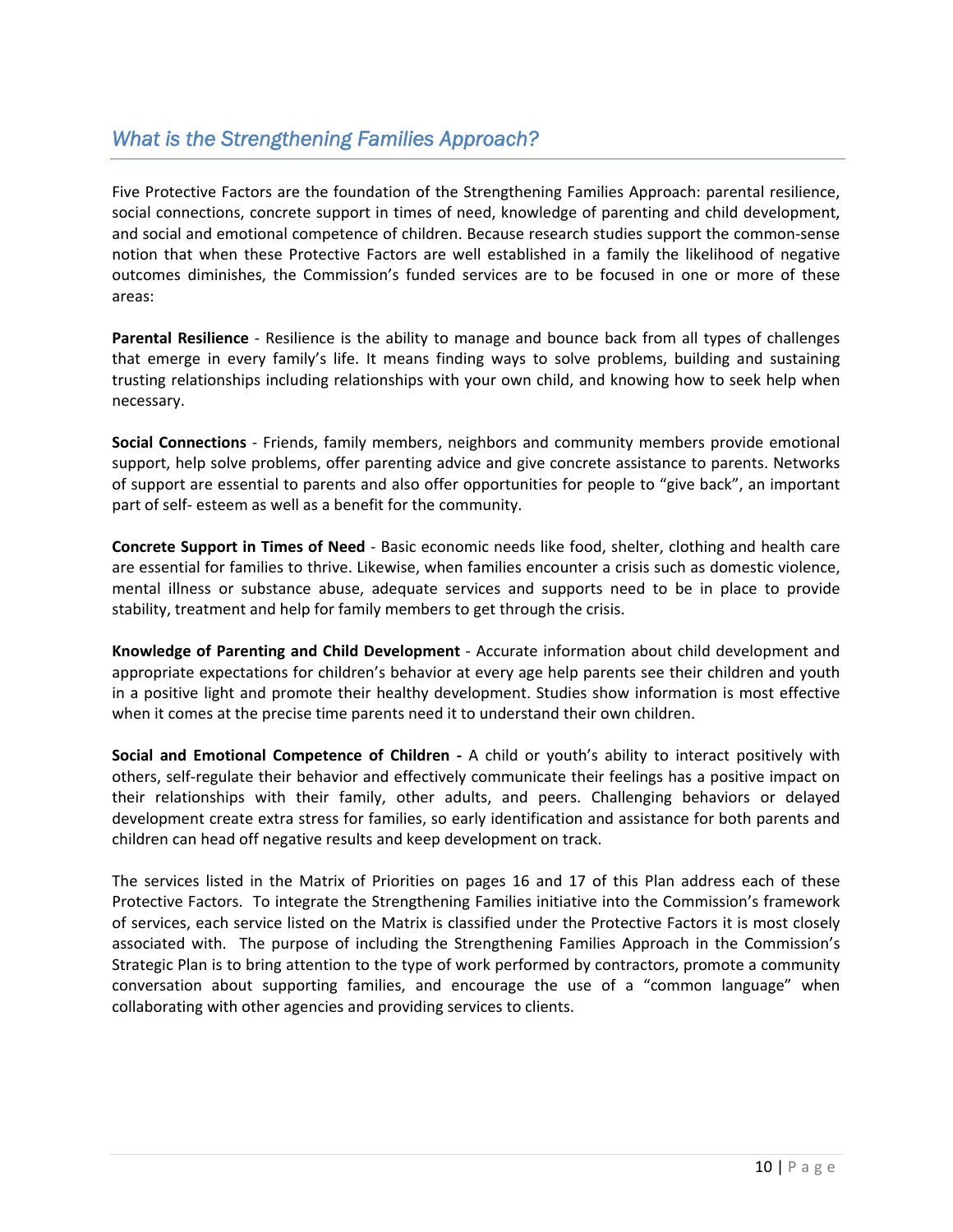## *What is the Strengthening Families Approach?*

Five Protective Factors are the foundation of the Strengthening Families Approach: parental resilience, social connections, concrete support in times of need, knowledge of parenting and child development, and social and emotional competence of children. Because research studies support the common-sense notion that when these Protective Factors are well established in a family the likelihood of negative outcomes diminishes, the Commission's funded services are to be focused in one or more of these areas:

**Parental Resilience** - Resilience is the ability to manage and bounce back from all types of challenges that emerge in every family's life. It means finding ways to solve problems, building and sustaining trusting relationships including relationships with your own child, and knowing how to seek help when necessary.

**Social Connections** - Friends, family members, neighbors and community members provide emotional support, help solve problems, offer parenting advice and give concrete assistance to parents. Networks of support are essential to parents and also offer opportunities for people to "give back", an important part of self- esteem as well as a benefit for the community.

**Concrete Support in Times of Need** - Basic economic needs like food, shelter, clothing and health care are essential for families to thrive. Likewise, when families encounter a crisis such as domestic violence, mental illness or substance abuse, adequate services and supports need to be in place to provide stability, treatment and help for family members to get through the crisis.

**Knowledge of Parenting and Child Development** - Accurate information about child development and appropriate expectations for children's behavior at every age help parents see their children and youth in a positive light and promote their healthy development. Studies show information is most effective when it comes at the precise time parents need it to understand their own children.

**Social and Emotional Competence of Children -** A child or youth's ability to interact positively with others, self-regulate their behavior and effectively communicate their feelings has a positive impact on their relationships with their family, other adults, and peers. Challenging behaviors or delayed development create extra stress for families, so early identification and assistance for both parents and children can head off negative results and keep development on track.

The services listed in the Matrix of Priorities on pages 16 and 17 of this Plan address each of these Protective Factors. To integrate the Strengthening Families initiative into the Commission's framework of services, each service listed on the Matrix is classified under the Protective Factors it is most closely associated with. The purpose of including the Strengthening Families Approach in the Commission's Strategic Plan is to bring attention to the type of work performed by contractors, promote a community conversation about supporting families, and encourage the use of a "common language" when collaborating with other agencies and providing services to clients.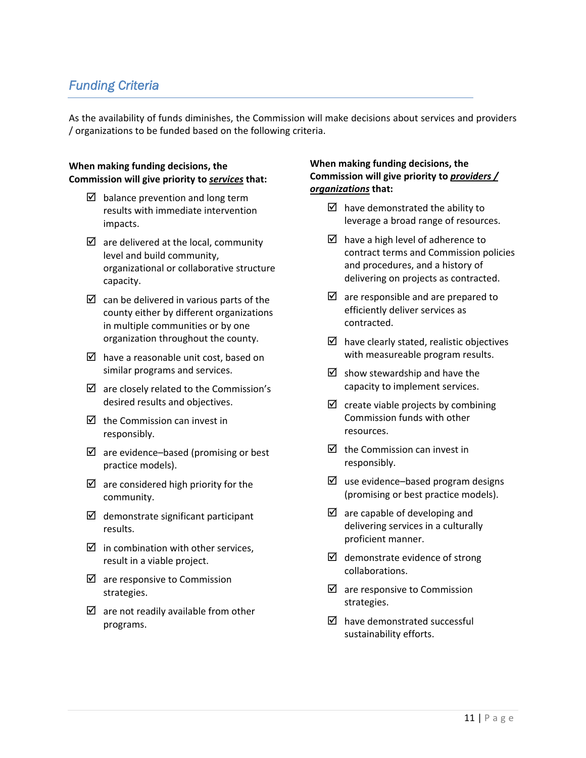## *Funding Criteria*

As the availability of funds diminishes, the Commission will make decisions about services and providers / organizations to be funded based on the following criteria.

**When making funding decisions, the Commission will give priority to *services* that:**

- ☑ balance prevention and long term results with immediate intervention impacts.
- ☑ are delivered at the local, community level and build community, organizational or collaborative structure capacity.
- ☑ can be delivered in various parts of the county either by different organizations in multiple communities or by one organization throughout the county.
- ☑ have a reasonable unit cost, based on similar programs and services.
- ☑ are closely related to the Commission's desired results and objectives.
- ☑ the Commission can invest in responsibly.
- ☑ are evidence–based (promising or best practice models).
- ☑ are considered high priority for the community.
- ☑ demonstrate significant participant results.
- ☑ in combination with other services, result in a viable project.
- ☑ are responsive to Commission strategies.
- ☑ are not readily available from other programs.

**When making funding decisions, the Commission will give priority to *providers / organizations* that:**

- ☑ have demonstrated the ability to leverage a broad range of resources.
- ☑ have a high level of adherence to contract terms and Commission policies and procedures, and a history of delivering on projects as contracted.
- ☑ are responsible and are prepared to efficiently deliver services as contracted.
- ☑ have clearly stated, realistic objectives with measureable program results.
- ☑ show stewardship and have the capacity to implement services.
- ☑ create viable projects by combining Commission funds with other resources.
- ☑ the Commission can invest in responsibly.
- ☑ use evidence–based program designs (promising or best practice models).
- ☑ are capable of developing and delivering services in a culturally proficient manner.
- ☑ demonstrate evidence of strong collaborations.
- ☑ are responsive to Commission strategies.
- ☑ have demonstrated successful sustainability efforts.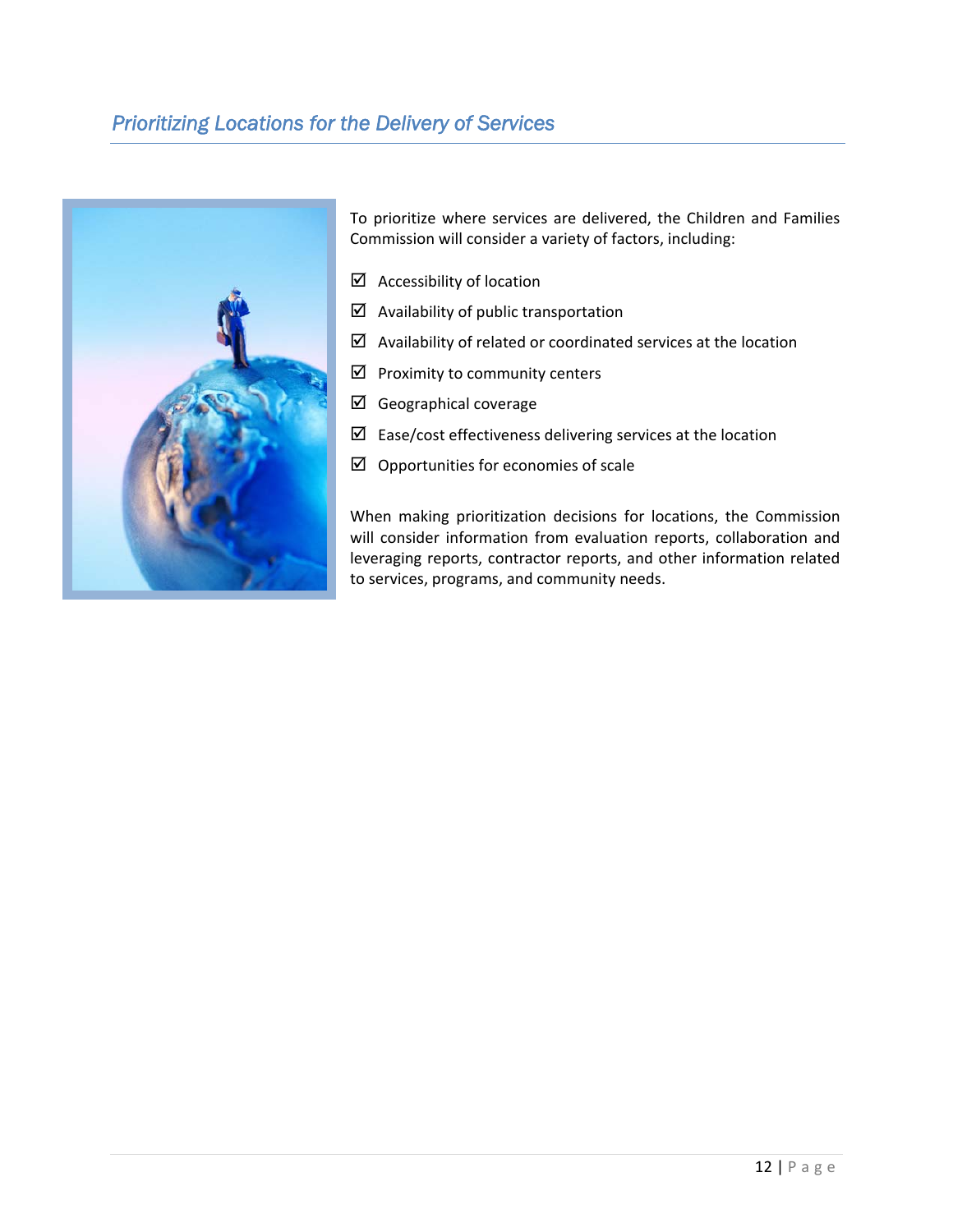## *Prioritizing Locations for the Delivery of Services*

To prioritize where services are delivered, the Children and Families Commission will consider a variety of factors, including:

- ☑ Accessibility of location
- ☑ Availability of public transportation
- ☑ Availability of related or coordinated services at the location
- ☑ Proximity to community centers
- ☑ Geographical coverage
- ☑ Ease/cost effectiveness delivering services at the location
- ☑ Opportunities for economies of scale

When making prioritization decisions for locations, the Commission will consider information from evaluation reports, collaboration and leveraging reports, contractor reports, and other information related to services, programs, and community needs.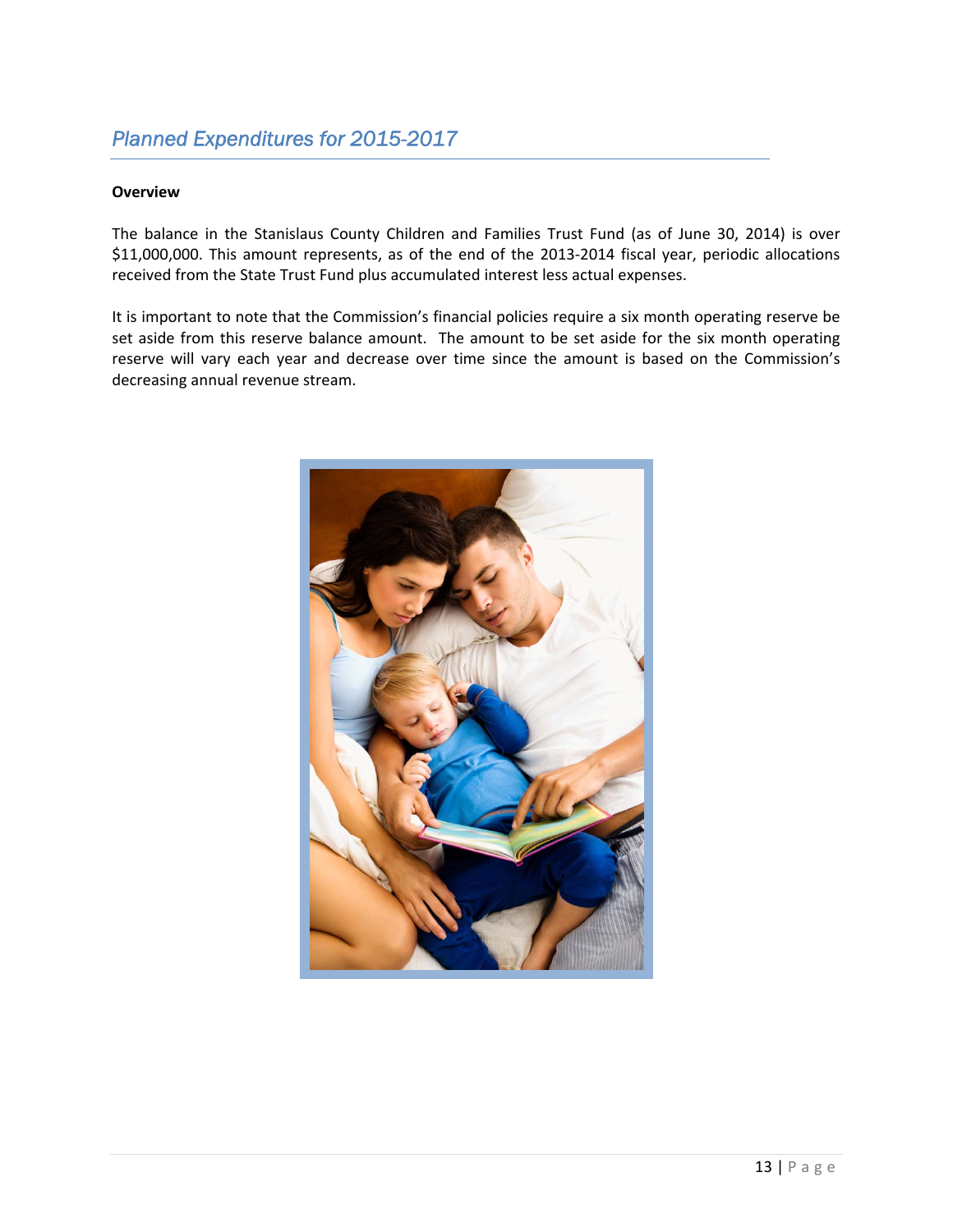## *Planned Expenditures for 2015-2017*

**Overview**

The balance in the Stanislaus County Children and Families Trust Fund (as of June 30, 2014) is over $11,000,000. This amount represents, as of the end of the 2013-2014 fiscal year, periodic allocations received from the State Trust Fund plus accumulated interest less actual expenses.

It is important to note that the Commission's financial policies require a six month operating reserve be set aside from this reserve balance amount. The amount to be set aside for the six month operating reserve will vary each year and decrease over time since the amount is based on the Commission's decreasing annual revenue stream.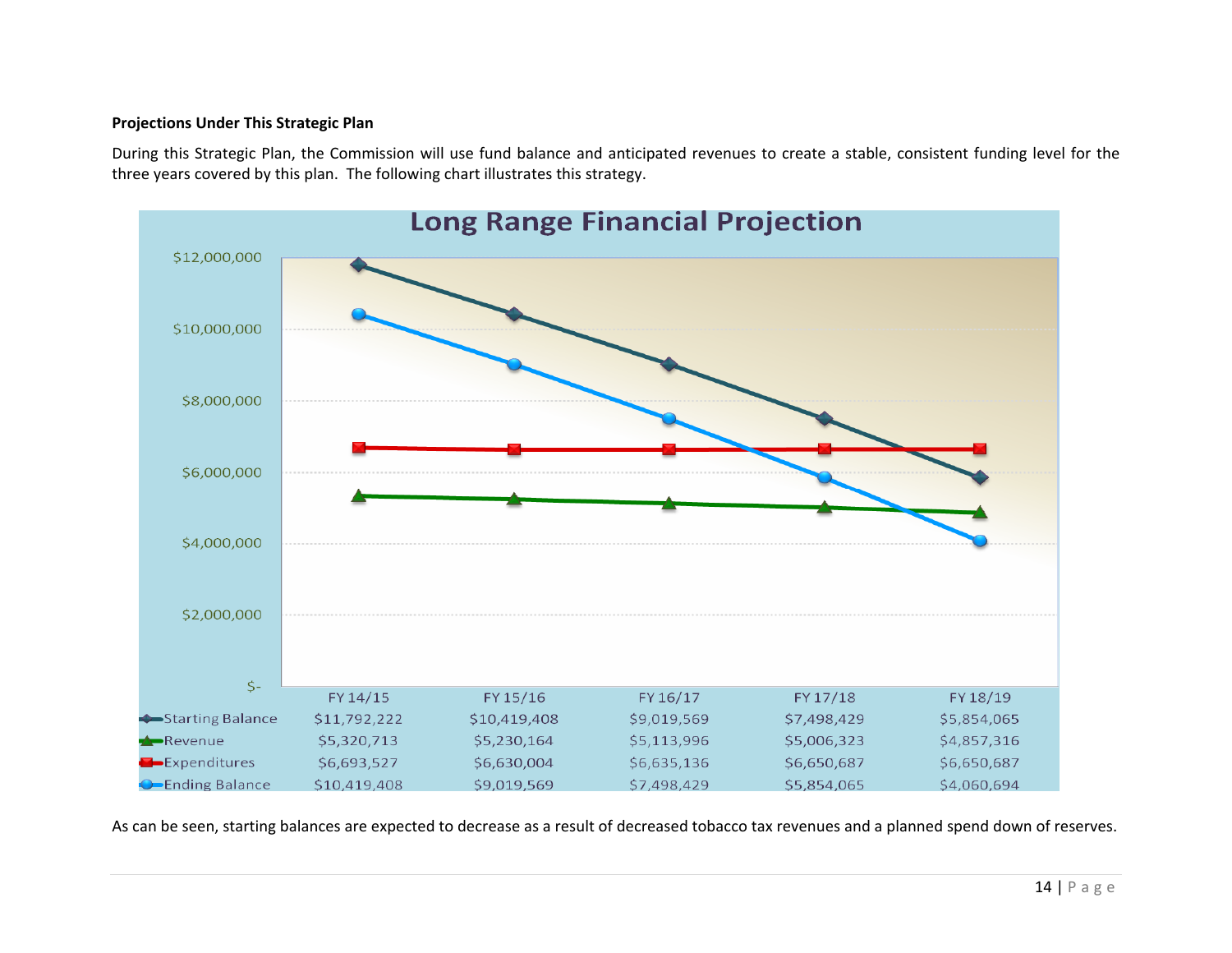### Projections Under This Strategic Plan

During this Strategic Plan, the Commission will use fund balance and anticipated revenues to create a stable, consistent funding level for the three years covered by this plan. The following chart illustrates this strategy.

**Long Range Financial Projection**

| | FY 14/15 | FY 15/16 | FY 16/17 | FY 17/18 | FY 18/19 |
|---|---|---|---|---|---|
| Starting Balance | $11,792,222 | $10,419,408 | $9,019,569 | $7,498,429 | $5,854,065 |
| Revenue | $5,320,713 | $5,230,164 | $5,113,996 | $5,006,323 | $4,857,316 |
| Expenditures | $6,693,527 | $6,630,004 | $6,635,136 | $6,650,687 | $6,650,687 |
| Ending Balance | $10,419,408 | $9,019,569 | $7,498,429 | $5,854,065 | $4,060,694 |

As can be seen, starting balances are expected to decrease as a result of decreased tobacco tax revenues and a planned spend down of reserves.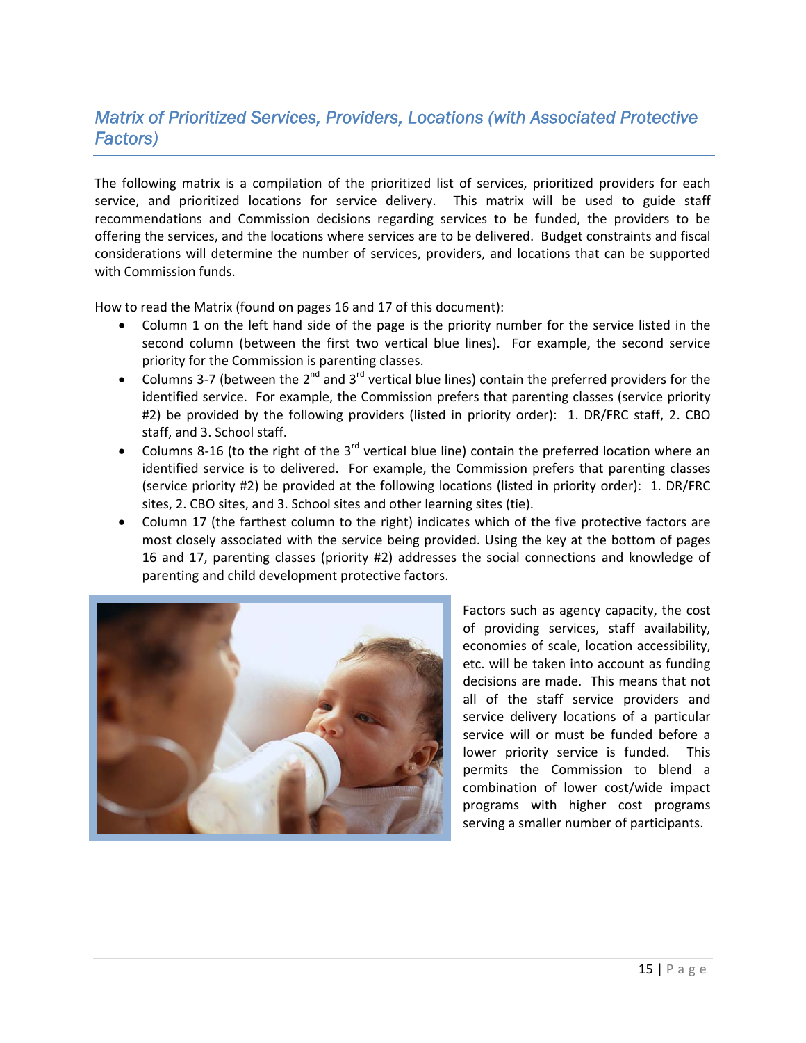## *Matrix of Prioritized Services, Providers, Locations (with Associated Protective Factors)*

The following matrix is a compilation of the prioritized list of services, prioritized providers for each service, and prioritized locations for service delivery. This matrix will be used to guide staff recommendations and Commission decisions regarding services to be funded, the providers to be offering the services, and the locations where services are to be delivered. Budget constraints and fiscal considerations will determine the number of services, providers, and locations that can be supported with Commission funds.

How to read the Matrix (found on pages 16 and 17 of this document):

- Column 1 on the left hand side of the page is the priority number for the service listed in the second column (between the first two vertical blue lines). For example, the second service priority for the Commission is parenting classes.
- Columns 3-7 (between the 2nd and 3rd vertical blue lines) contain the preferred providers for the identified service. For example, the Commission prefers that parenting classes (service priority #2) be provided by the following providers (listed in priority order): 1. DR/FRC staff, 2. CBO staff, and 3. School staff.
- Columns 8-16 (to the right of the 3rd vertical blue line) contain the preferred location where an identified service is to delivered. For example, the Commission prefers that parenting classes (service priority #2) be provided at the following locations (listed in priority order): 1. DR/FRC sites, 2. CBO sites, and 3. School sites and other learning sites (tie).
- Column 17 (the farthest column to the right) indicates which of the five protective factors are most closely associated with the service being provided. Using the key at the bottom of pages 16 and 17, parenting classes (priority #2) addresses the social connections and knowledge of parenting and child development protective factors.

Factors such as agency capacity, the cost of providing services, staff availability, economies of scale, location accessibility, etc. will be taken into account as funding decisions are made. This means that not all of the staff service providers and service delivery locations of a particular service will or must be funded before a lower priority service is funded. This permits the Commission to blend a combination of lower cost/wide impact programs with higher cost programs serving a smaller number of participants.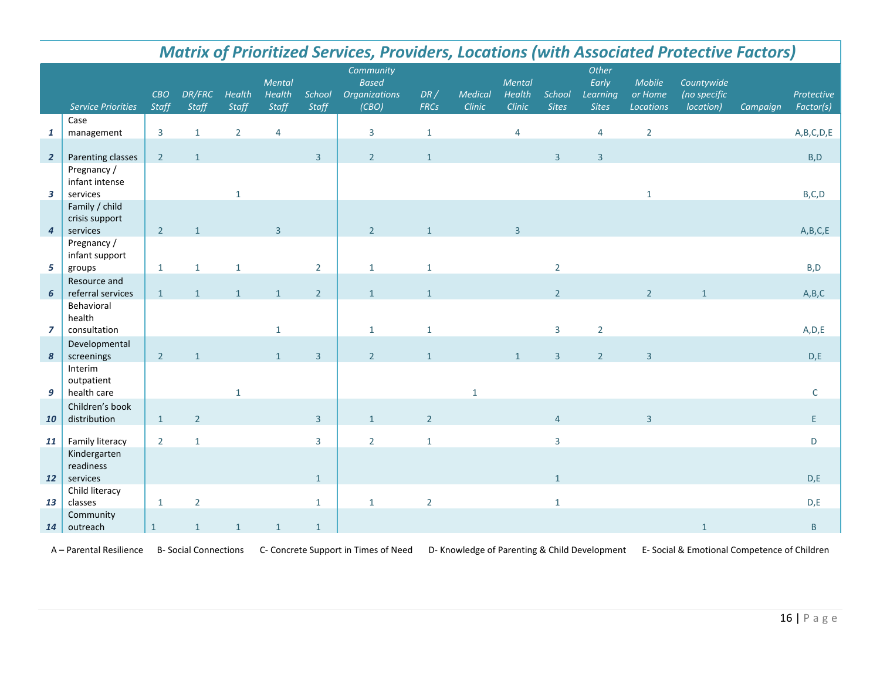# *Matrix of Prioritized Services, Providers, Locations (with Associated Protective Factors)*

| | Service Priorities | CBO Staff | DR/FRC Staff | Health Staff | Mental Health Staff | School Staff | Community Based Organizations (CBO) | DR / FRCs | Medical Clinic | Mental Health Clinic | School Sites | Other Early Learning Sites | Mobile or Home Locations | Countywide (no specific location) | Campaign | Protective Factor(s) |
|---|---|---|---|---|---|---|---|---|---|---|---|---|---|---|---|---|
| **1** | Case management | 3 | 1 | 2 | 4 | | 3 | 1 | | 4 | | 4 | 2 | | | A,B,C,D,E |
| **2** | Parenting classes | 2 | 1 | | | 3 | 2 | 1 | | | 3 | 3 | | | | B,D |
| **3** | Pregnancy / infant intense services | | | 1 | | | | | | | | | 1 | | | B,C,D |
| **4** | Family / child crisis support services | 2 | 1 | | 3 | | 2 | 1 | | 3 | | | | | | A,B,C,E |
| **5** | Pregnancy / infant support groups | 1 | 1 | 1 | | 2 | 1 | 1 | | | 2 | | | | | B,D |
| **6** | Resource and referral services | 1 | 1 | 1 | 1 | 2 | 1 | 1 | | | 2 | | 2 | 1 | | A,B,C |
| **7** | Behavioral health consultation | | | | 1 | | 1 | 1 | | | 3 | 2 | | | | A,D,E |
| **8** | Developmental screenings | 2 | 1 | | 1 | 3 | 2 | 1 | | 1 | 3 | 2 | 3 | | | D,E |
| **9** | Interim outpatient health care | | | 1 | | | | | 1 | | | | | | | C |
| **10** | Children's book distribution | 1 | 2 | | | 3 | 1 | 2 | | | 4 | | 3 | | | E |
| **11** | Family literacy | 2 | 1 | | | 3 | 2 | 1 | | | 3 | | | | | D |
| **12** | Kindergarten readiness services | | | | | 1 | | | | | 1 | | | | | D,E |
| **13** | Child literacy classes | 1 | 2 | | | 1 | 1 | 2 | | | 1 | | | | | D,E |
| **14** | Community outreach | 1 | 1 | 1 | 1 | 1 | | | | | | | | 1 | | B |

A – Parental Resilience B- Social Connections C- Concrete Support in Times of Need D- Knowledge of Parenting & Child Development E- Social & Emotional Competence of Children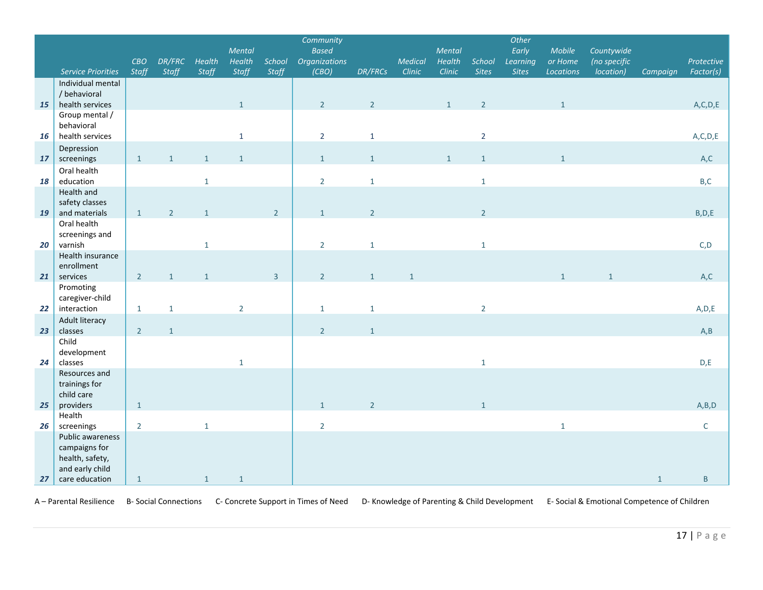| | Service Priorities | CBO Staff | DR/FRC Staff | Health Staff | Mental Health Staff | School Staff | Community Based Organizations (CBO) | DR/FRCs | Medical Clinic | Mental Health Clinic | School Sites | Other Early Learning Sites | Mobile or Home Locations | Countywide (no specific location) | Campaign | Protective Factor(s) |
|---|---|---|---|---|---|---|---|---|---|---|---|---|---|---|---|---|
| 15 | Individual mental / behavioral health services | | | | 1 | | 2 | 2 | | 1 | 2 | | 1 | | | A,C,D,E |
| 16 | Group mental / behavioral health services | | | | 1 | | 2 | 1 | | | 2 | | | | | A,C,D,E |
| 17 | Depression screenings | 1 | 1 | 1 | 1 | | 1 | 1 | | 1 | 1 | | 1 | | | A,C |
| 18 | Oral health education | | | 1 | | | 2 | 1 | | | 1 | | | | | B,C |
| 19 | Health and safety classes and materials | 1 | 2 | 1 | | 2 | 1 | 2 | | | 2 | | | | | B,D,E |
| 20 | Oral health screenings and varnish | | | 1 | | | 2 | 1 | | | 1 | | | | | C,D |
| 21 | Health insurance enrollment services | 2 | 1 | 1 | | 3 | 2 | 1 | 1 | | | | 1 | 1 | | A,C |
| 22 | Promoting caregiver-child interaction | 1 | 1 | | 2 | | 1 | 1 | | | 2 | | | | | A,D,E |
| 23 | Adult literacy classes | 2 | 1 | | | | 2 | 1 | | | | | | | | A,B |
| 24 | Child development classes | | | | 1 | | | | | | 1 | | | | | D,E |
| 25 | Resources and trainings for child care providers | 1 | | | | | 1 | 2 | | | 1 | | | | | A,B,D |
| 26 | Health screenings | 2 | | 1 | | | 2 | | | | | | 1 | | | C |
| 27 | Public awareness campaigns for health, safety, and early child care education | 1 | | 1 | 1 | | | | | | | | | | 1 | B |

A – Parental Resilience    B- Social Connections    C- Concrete Support in Times of Need    D- Knowledge of Parenting & Child Development    E- Social & Emotional Competence of Children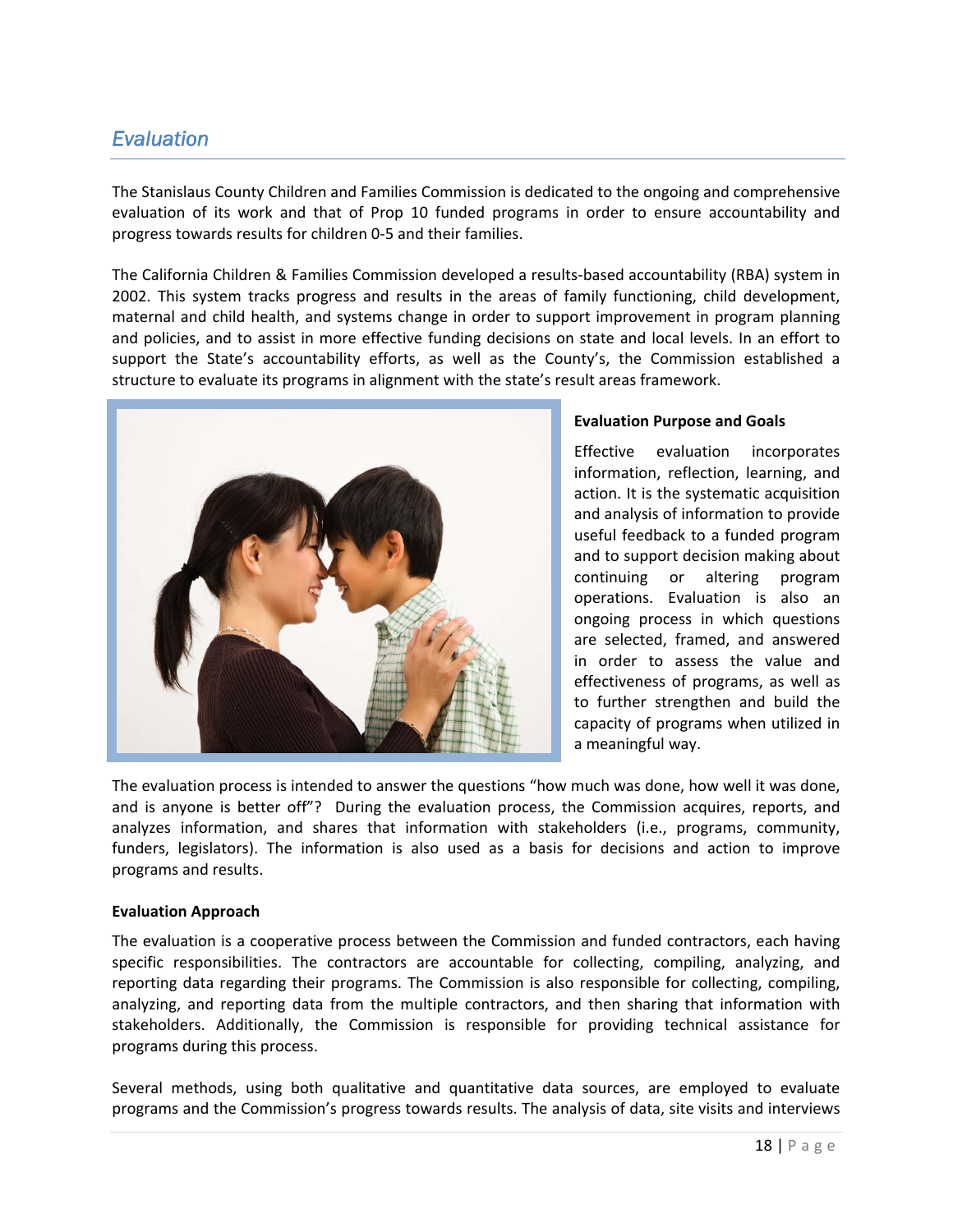## *Evaluation*

The Stanislaus County Children and Families Commission is dedicated to the ongoing and comprehensive evaluation of its work and that of Prop 10 funded programs in order to ensure accountability and progress towards results for children 0-5 and their families.

The California Children & Families Commission developed a results-based accountability (RBA) system in 2002. This system tracks progress and results in the areas of family functioning, child development, maternal and child health, and systems change in order to support improvement in program planning and policies, and to assist in more effective funding decisions on state and local levels. In an effort to support the State's accountability efforts, as well as the County's, the Commission established a structure to evaluate its programs in alignment with the state's result areas framework.

**Evaluation Purpose and Goals**

Effective evaluation incorporates information, reflection, learning, and action. It is the systematic acquisition and analysis of information to provide useful feedback to a funded program and to support decision making about continuing or altering program operations. Evaluation is also an ongoing process in which questions are selected, framed, and answered in order to assess the value and effectiveness of programs, as well as to further strengthen and build the capacity of programs when utilized in a meaningful way.

The evaluation process is intended to answer the questions "how much was done, how well it was done, and is anyone is better off"? During the evaluation process, the Commission acquires, reports, and analyzes information, and shares that information with stakeholders (i.e., programs, community, funders, legislators). The information is also used as a basis for decisions and action to improve programs and results.

**Evaluation Approach**

The evaluation is a cooperative process between the Commission and funded contractors, each having specific responsibilities. The contractors are accountable for collecting, compiling, analyzing, and reporting data regarding their programs. The Commission is also responsible for collecting, compiling, analyzing, and reporting data from the multiple contractors, and then sharing that information with stakeholders. Additionally, the Commission is responsible for providing technical assistance for programs during this process.

Several methods, using both qualitative and quantitative data sources, are employed to evaluate programs and the Commission's progress towards results. The analysis of data, site visits and interviews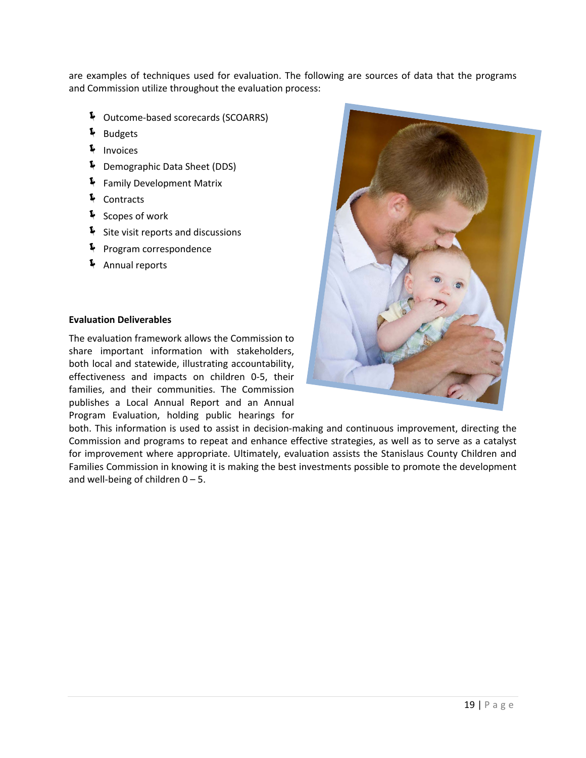are examples of techniques used for evaluation. The following are sources of data that the programs and Commission utilize throughout the evaluation process:

- Outcome-based scorecards (SCOARRS)
- Budgets
- Invoices
- Demographic Data Sheet (DDS)
- Family Development Matrix
- Contracts
- Scopes of work
- Site visit reports and discussions
- Program correspondence
- Annual reports

**Evaluation Deliverables**

The evaluation framework allows the Commission to share important information with stakeholders, both local and statewide, illustrating accountability, effectiveness and impacts on children 0-5, their families, and their communities. The Commission publishes a Local Annual Report and an Annual Program Evaluation, holding public hearings for both. This information is used to assist in decision-making and continuous improvement, directing the Commission and programs to repeat and enhance effective strategies, as well as to serve as a catalyst for improvement where appropriate. Ultimately, evaluation assists the Stanislaus County Children and Families Commission in knowing it is making the best investments possible to promote the development and well-being of children 0 – 5.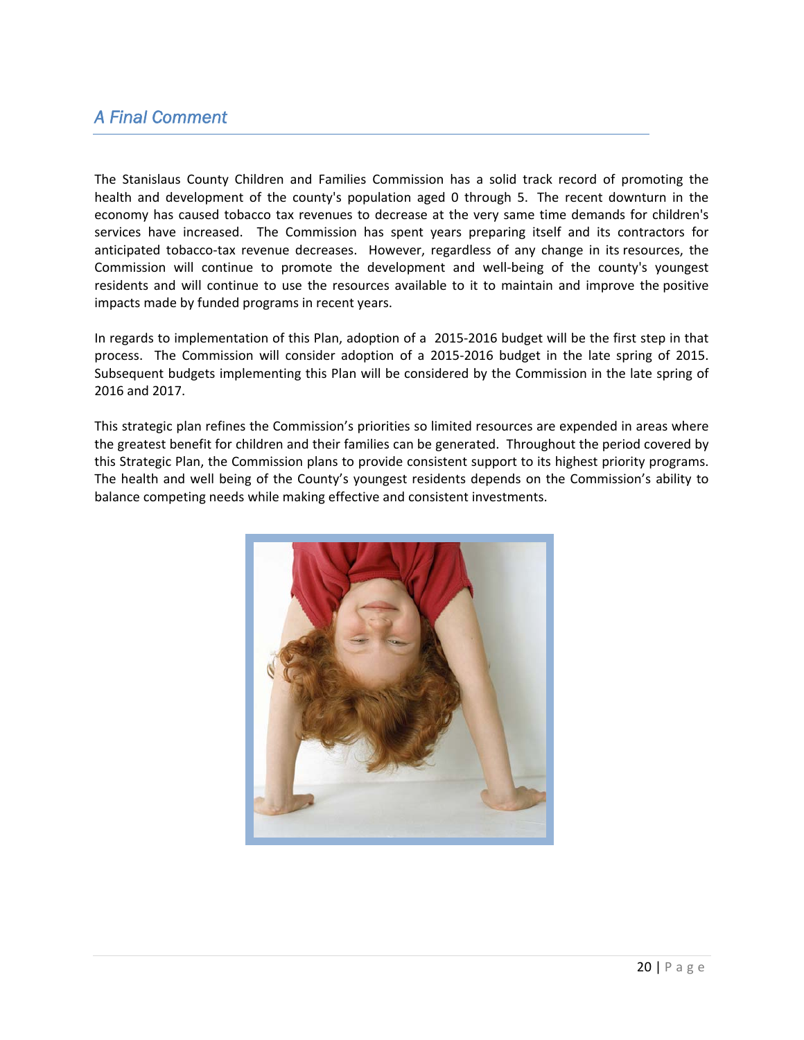## *A Final Comment*

The Stanislaus County Children and Families Commission has a solid track record of promoting the health and development of the county's population aged 0 through 5. The recent downturn in the economy has caused tobacco tax revenues to decrease at the very same time demands for children's services have increased. The Commission has spent years preparing itself and its contractors for anticipated tobacco-tax revenue decreases. However, regardless of any change in its resources, the Commission will continue to promote the development and well-being of the county's youngest residents and will continue to use the resources available to it to maintain and improve the positive impacts made by funded programs in recent years.

In regards to implementation of this Plan, adoption of a 2015-2016 budget will be the first step in that process. The Commission will consider adoption of a 2015-2016 budget in the late spring of 2015. Subsequent budgets implementing this Plan will be considered by the Commission in the late spring of 2016 and 2017.

This strategic plan refines the Commission's priorities so limited resources are expended in areas where the greatest benefit for children and their families can be generated. Throughout the period covered by this Strategic Plan, the Commission plans to provide consistent support to its highest priority programs. The health and well being of the County's youngest residents depends on the Commission's ability to balance competing needs while making effective and consistent investments.